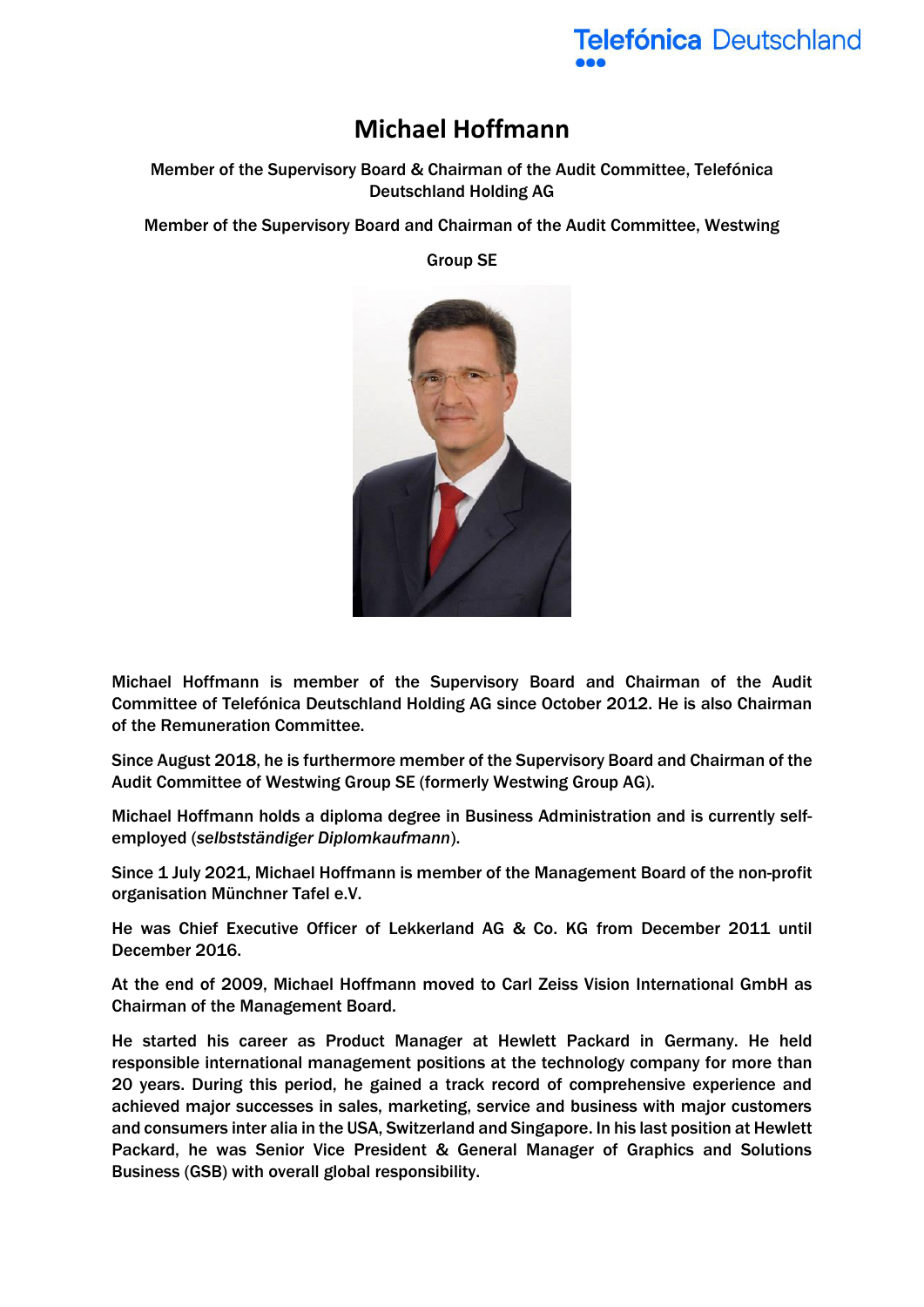# Michael Hoffmann

**Member of the Supervisory Board & Chairman of the Audit Committee, Telefónica Deutschland Holding AG**

**Member of the Supervisory Board and Chairman of the Audit Committee, Westwing Group SE**

Michael Hoffmann is member of the Supervisory Board and Chairman of the Audit Committee of Telefónica Deutschland Holding AG since October 2012. He is also Chairman of the Remuneration Committee.

Since August 2018, he is furthermore member of the Supervisory Board and Chairman of the Audit Committee of Westwing Group SE (formerly Westwing Group AG).

Michael Hoffmann holds a diploma degree in Business Administration and is currently self-employed (*selbstständiger Diplomkaufmann*).

Since 1 July 2021, Michael Hoffmann is member of the Management Board of the non-profit organisation Münchner Tafel e.V.

He was Chief Executive Officer of Lekkerland AG & Co. KG from December 2011 until December 2016.

At the end of 2009, Michael Hoffmann moved to Carl Zeiss Vision International GmbH as Chairman of the Management Board.

He started his career as Product Manager at Hewlett Packard in Germany. He held responsible international management positions at the technology company for more than 20 years. During this period, he gained a track record of comprehensive experience and achieved major successes in sales, marketing, service and business with major customers and consumers inter alia in the USA, Switzerland and Singapore. In his last position at Hewlett Packard, he was Senior Vice President & General Manager of Graphics and Solutions Business (GSB) with overall global responsibility.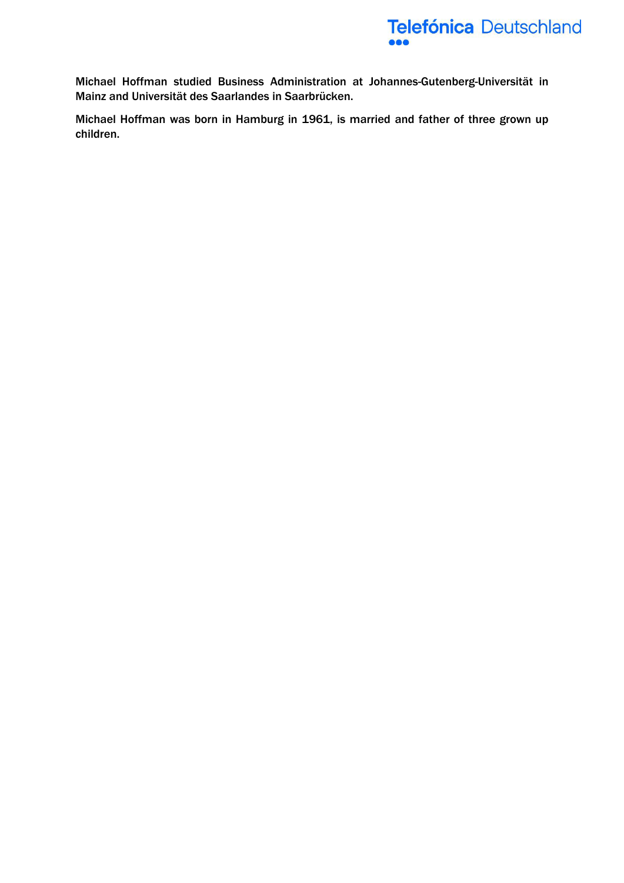Michael Hoffman studied Business Administration at Johannes-Gutenberg-Universität in Mainz and Universität des Saarlandes in Saarbrücken.

Michael Hoffman was born in Hamburg in 1961, is married and father of three grown up children.